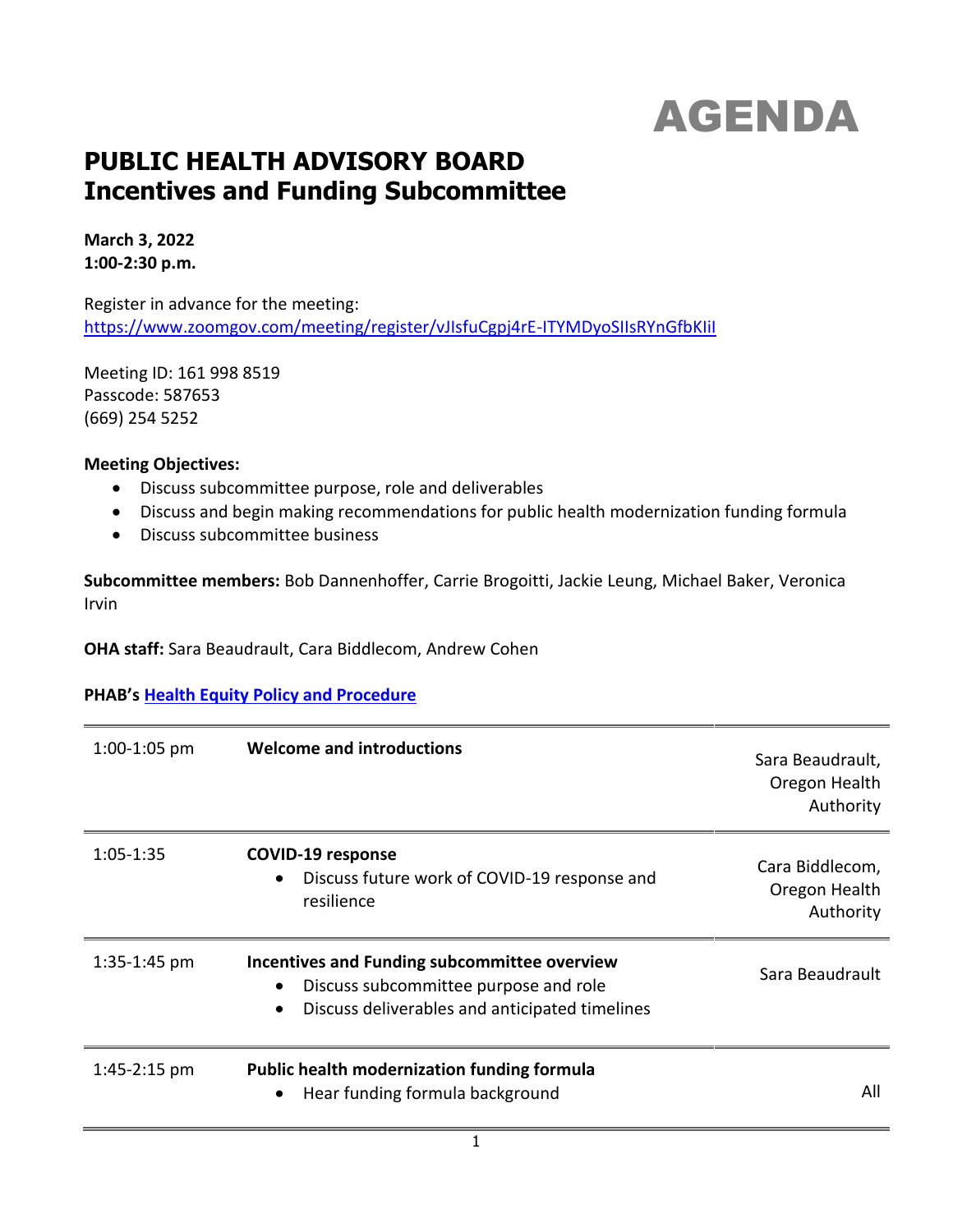# AGENDA

## PUBLIC HEALTH ADVISORY BOARD
## Incentives and Funding Subcommittee

**March 3, 2022**
**1:00-2:30 p.m.**

Register in advance for the meeting:
https://www.zoomgov.com/meeting/register/vJIsfuCgpj4rE-ITYMDyoSIIsRYnGfbKIiI

Meeting ID: 161 998 8519
Passcode: 587653
(669) 254 5252

**Meeting Objectives:**

- Discuss subcommittee purpose, role and deliverables
- Discuss and begin making recommendations for public health modernization funding formula
- Discuss subcommittee business

**Subcommittee members:** Bob Dannenhoffer, Carrie Brogoitti, Jackie Leung, Michael Baker, Veronica Irvin

**OHA staff:** Sara Beaudrault, Cara Biddlecom, Andrew Cohen

**PHAB's Health Equity Policy and Procedure**

| Time | Agenda item | Presenter |
|---|---|---|
| 1:00-1:05 pm | **Welcome and introductions** | Sara Beaudrault, Oregon Health Authority |
| 1:05-1:35 | **COVID-19 response**<br>• Discuss future work of COVID-19 response and resilience | Cara Biddlecom, Oregon Health Authority |
| 1:35-1:45 pm | **Incentives and Funding subcommittee overview**<br>• Discuss subcommittee purpose and role<br>• Discuss deliverables and anticipated timelines | Sara Beaudrault |
| 1:45-2:15 pm | **Public health modernization funding formula**<br>• Hear funding formula background | All |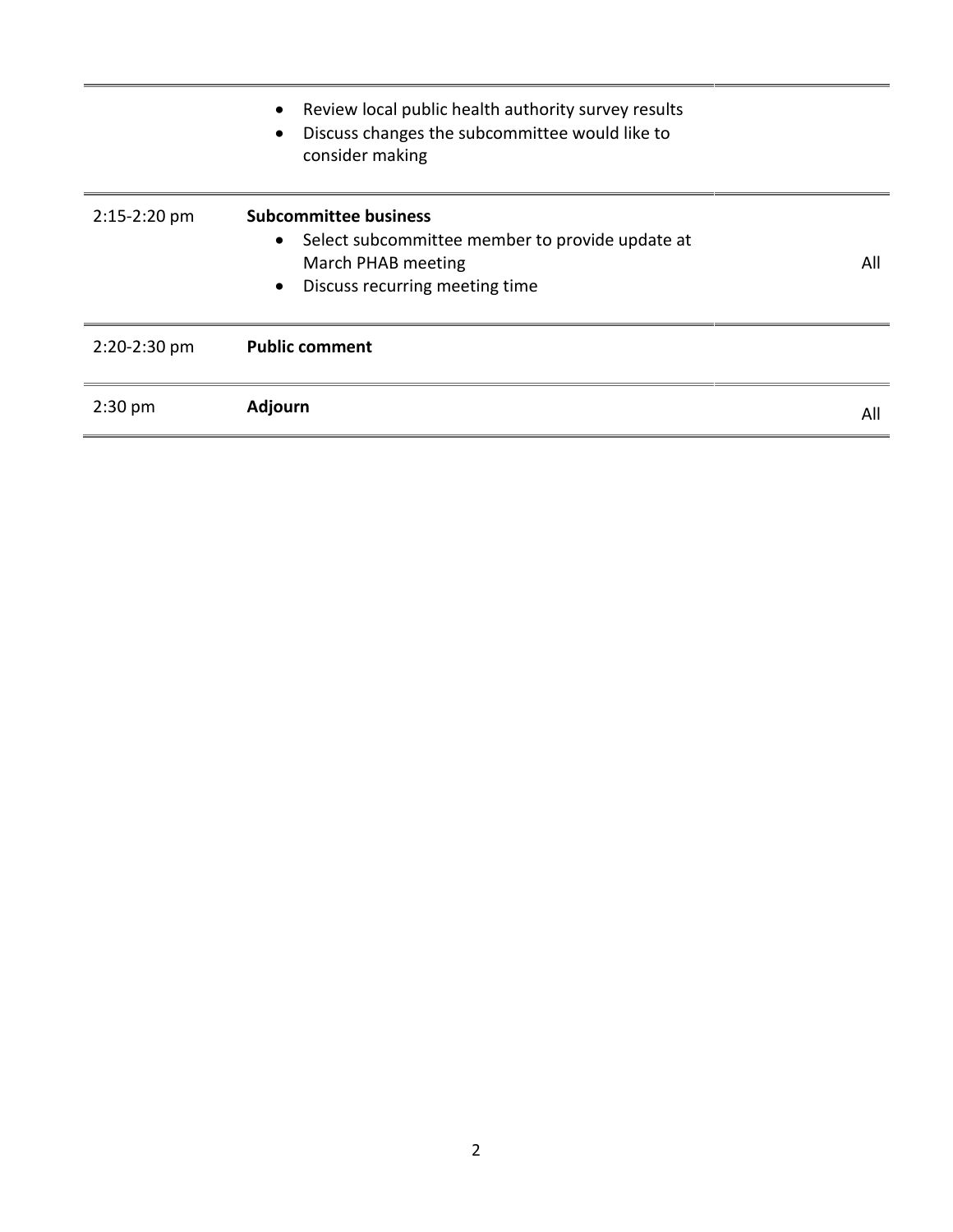| | | |
|---|---|---|
| | • Review local public health authority survey results<br>• Discuss changes the subcommittee would like to consider making | |
| 2:15-2:20 pm | **Subcommittee business**<br>• Select subcommittee member to provide update at March PHAB meeting<br>• Discuss recurring meeting time | All |
| 2:20-2:30 pm | **Public comment** | |
| 2:30 pm | **Adjourn** | All |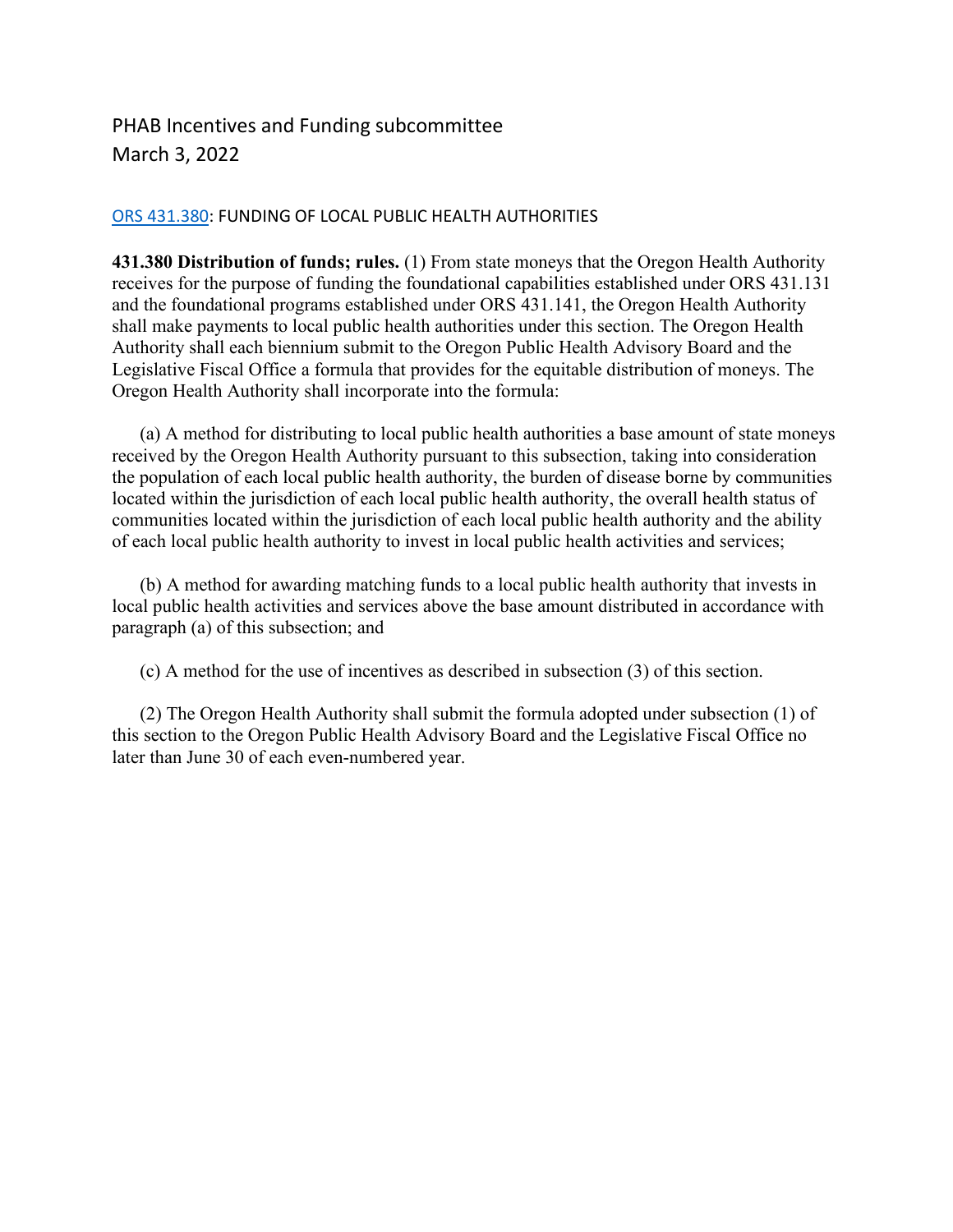PHAB Incentives and Funding subcommittee
March 3, 2022

[ORS 431.380](ORS 431.380): FUNDING OF LOCAL PUBLIC HEALTH AUTHORITIES

**431.380 Distribution of funds; rules.** (1) From state moneys that the Oregon Health Authority receives for the purpose of funding the foundational capabilities established under ORS 431.131 and the foundational programs established under ORS 431.141, the Oregon Health Authority shall make payments to local public health authorities under this section. The Oregon Health Authority shall each biennium submit to the Oregon Public Health Advisory Board and the Legislative Fiscal Office a formula that provides for the equitable distribution of moneys. The Oregon Health Authority shall incorporate into the formula:

(a) A method for distributing to local public health authorities a base amount of state moneys received by the Oregon Health Authority pursuant to this subsection, taking into consideration the population of each local public health authority, the burden of disease borne by communities located within the jurisdiction of each local public health authority, the overall health status of communities located within the jurisdiction of each local public health authority and the ability of each local public health authority to invest in local public health activities and services;

(b) A method for awarding matching funds to a local public health authority that invests in local public health activities and services above the base amount distributed in accordance with paragraph (a) of this subsection; and

(c) A method for the use of incentives as described in subsection (3) of this section.

(2) The Oregon Health Authority shall submit the formula adopted under subsection (1) of this section to the Oregon Public Health Advisory Board and the Legislative Fiscal Office no later than June 30 of each even-numbered year.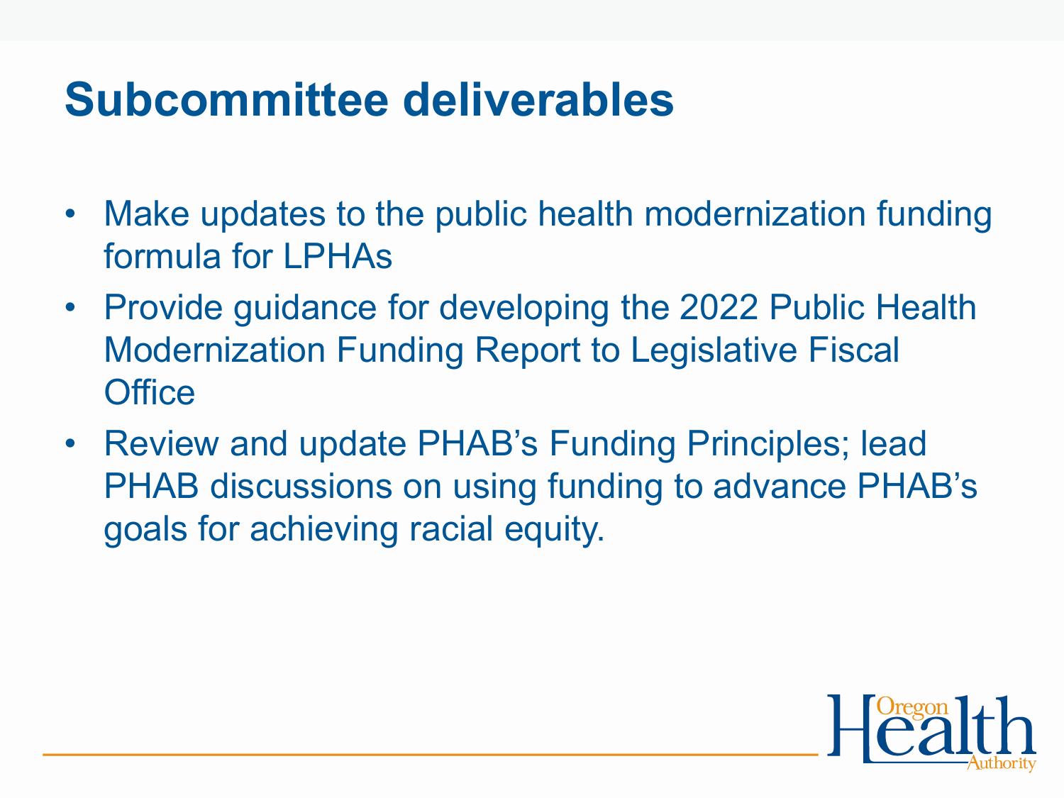# Subcommittee deliverables

- Make updates to the public health modernization funding formula for LPHAs
- Provide guidance for developing the 2022 Public Health Modernization Funding Report to Legislative Fiscal Office
- Review and update PHAB's Funding Principles; lead PHAB discussions on using funding to advance PHAB's goals for achieving racial equity.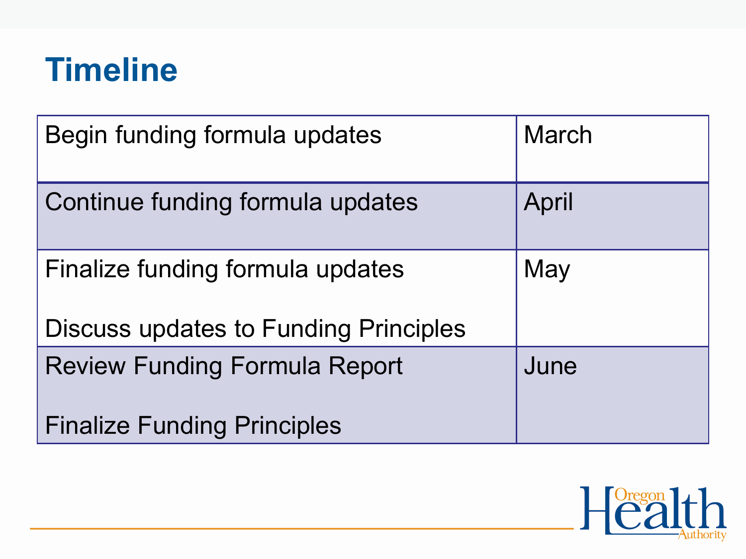# Timeline

| | |
|---|---|
| Begin funding formula updates | March |
| Continue funding formula updates | April |
| Finalize funding formula updates<br><br>Discuss updates to Funding Principles | May |
| Review Funding Formula Report<br><br>Finalize Funding Principles | June |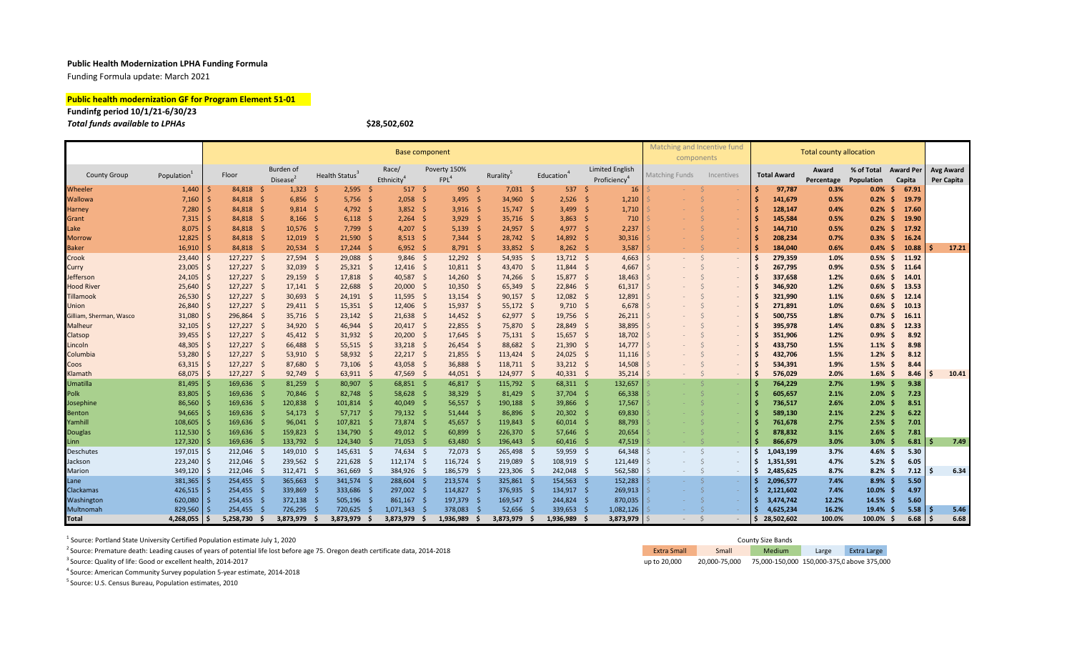**Public Health Modernization LPHA Funding Formula**

Funding Formula update: March 2021

**Public health modernization GF for Program Element 51-01**

**Fundinfg period 10/1/21-6/30/23**

***Total funds available to LPHAs*** **$28,502,602**

| County Group | Population[1] | Base component | | | | | | | | Matching and Incentive fund components | | Total county allocation | | | | |
|---|---|---|---|---|---|---|---|---|---|---|---|---|---|---|---|---|
| | | Floor | Burden of Disease[2] | Health Status[3] | Race/ Ethnicity[4] | Poverty 150% FPL[4] | Rurality[5] | Education[4] | Limited English Proficiency[4] | Matching Funds | Incentives | Total Award | Award Percentage | % of Total Population | Award Per Capita | Avg Award Per Capita |
| Wheeler | 1,440 | $ 84,818 | $ 1,323 | $ 2,595 | $ 517 | $ 950 | $ 7,031 | $ 537 | $ 16 | $ - | $ - | $ 97,787 | 0.3% | 0.0% | $ 67.91 | |
| Wallowa | 7,160 | $ 84,818 | $ 6,856 | $ 5,756 | $ 2,058 | $ 3,495 | $ 34,960 | $ 2,526 | $ 1,210 | $ - | $ - | $ 141,679 | 0.5% | 0.2% | $ 19.79 | |
| Harney | 7,280 | $ 84,818 | $ 9,814 | $ 4,792 | $ 3,852 | $ 3,916 | $ 15,747 | $ 3,499 | $ 1,710 | $ - | $ - | $ 128,147 | 0.4% | 0.2% | $ 17.60 | |
| Grant | 7,315 | $ 84,818 | $ 8,166 | $ 6,118 | $ 2,264 | $ 3,929 | $ 35,716 | $ 3,863 | $ 710 | $ - | $ - | $ 145,584 | 0.5% | 0.2% | $ 19.90 | |
| Lake | 8,075 | $ 84,818 | $ 10,576 | $ 7,799 | $ 4,207 | $ 5,139 | $ 24,957 | $ 4,977 | $ 2,237 | $ - | $ - | $ 144,710 | 0.5% | 0.2% | $ 17.92 | |
| Morrow | 12,825 | $ 84,818 | $ 12,019 | $ 21,590 | $ 8,513 | $ 7,344 | $ 28,742 | $ 14,892 | $ 30,316 | $ - | $ - | $ 208,234 | 0.7% | 0.3% | $ 16.24 | |
| Baker | 16,910 | $ 84,818 | $ 20,534 | $ 17,244 | $ 6,952 | $ 8,791 | $ 33,852 | $ 8,262 | $ 3,587 | $ - | $ - | $ 184,040 | 0.6% | 0.4% | $ 10.88 | $ 17.21 |
| Crook | 23,440 | $ 127,227 | $ 27,594 | $ 29,088 | $ 9,846 | $ 12,292 | $ 54,935 | $ 13,712 | $ 4,663 | $ - | $ - | $ 279,359 | 1.0% | 0.5% | $ 11.92 | |
| Curry | 23,005 | $ 127,227 | $ 32,039 | $ 25,321 | $ 12,416 | $ 10,811 | $ 43,470 | $ 11,844 | $ 4,667 | $ - | $ - | $ 267,795 | 0.9% | 0.5% | $ 11.64 | |
| Jefferson | 24,105 | $ 127,227 | $ 29,159 | $ 17,818 | $ 40,587 | $ 14,260 | $ 74,266 | $ 15,877 | $ 18,463 | $ - | $ - | $ 337,658 | 1.2% | 0.6% | $ 14.01 | |
| Hood River | 25,640 | $ 127,227 | $ 17,141 | $ 22,688 | $ 20,000 | $ 10,350 | $ 65,349 | $ 22,846 | $ 61,317 | $ - | $ - | $ 346,920 | 1.2% | 0.6% | $ 13.53 | |
| Tillamook | 26,530 | $ 127,227 | $ 30,693 | $ 24,191 | $ 11,595 | $ 13,154 | $ 90,157 | $ 12,082 | $ 12,891 | $ - | $ - | $ 321,990 | 1.1% | 0.6% | $ 12.14 | |
| Union | 26,840 | $ 127,227 | $ 29,411 | $ 15,351 | $ 12,406 | $ 15,937 | $ 55,172 | $ 9,710 | $ 6,678 | $ - | $ - | $ 271,891 | 1.0% | 0.6% | $ 10.13 | |
| Gilliam, Sherman, Wasco | 31,080 | $ 296,864 | $ 35,716 | $ 23,142 | $ 21,638 | $ 14,452 | $ 62,977 | $ 19,756 | $ 26,211 | $ - | $ - | $ 500,755 | 1.8% | 0.7% | $ 16.11 | |
| Malheur | 32,105 | $ 127,227 | $ 34,920 | $ 46,944 | $ 20,417 | $ 22,855 | $ 75,870 | $ 28,849 | $ 38,895 | $ - | $ - | $ 395,978 | 1.4% | 0.8% | $ 12.33 | |
| Clatsop | 39,455 | $ 127,227 | $ 45,412 | $ 31,932 | $ 20,200 | $ 17,645 | $ 75,131 | $ 15,657 | $ 18,702 | $ - | $ - | $ 351,906 | 1.2% | 0.9% | $ 8.92 | |
| Lincoln | 48,305 | $ 127,227 | $ 66,488 | $ 55,515 | $ 33,218 | $ 26,454 | $ 88,682 | $ 21,390 | $ 14,777 | $ - | $ - | $ 433,750 | 1.5% | 1.1% | $ 8.98 | |
| Columbia | 53,280 | $ 127,227 | $ 53,910 | $ 58,932 | $ 22,217 | $ 21,855 | $ 113,424 | $ 24,025 | $ 11,116 | $ - | $ - | $ 432,706 | 1.5% | 1.2% | $ 8.12 | |
| Coos | 63,315 | $ 127,227 | $ 87,680 | $ 73,106 | $ 43,058 | $ 36,888 | $ 118,711 | $ 33,212 | $ 14,508 | $ - | $ - | $ 534,391 | 1.9% | 1.5% | $ 8.44 | |
| Klamath | 68,075 | $ 127,227 | $ 92,749 | $ 63,911 | $ 47,569 | $ 44,051 | $ 124,977 | $ 40,331 | $ 35,214 | $ - | $ - | $ 576,029 | 2.0% | 1.6% | $ 8.46 | $ 10.41 |
| Umatilla | 81,495 | $ 169,636 | $ 81,259 | $ 80,907 | $ 68,851 | $ 46,817 | $ 115,792 | $ 68,331 | $ 132,657 | $ - | $ - | $ 764,229 | 2.7% | 1.9% | $ 9.38 | |
| Polk | 83,805 | $ 169,636 | $ 70,846 | $ 82,748 | $ 58,628 | $ 38,329 | $ 81,429 | $ 37,704 | $ 66,338 | $ - | $ - | $ 605,657 | 2.1% | 2.0% | $ 7.23 | |
| Josephine | 86,560 | $ 169,636 | $ 120,838 | $ 101,814 | $ 40,049 | $ 56,557 | $ 190,188 | $ 39,866 | $ 17,567 | $ - | $ - | $ 736,517 | 2.6% | 2.0% | $ 8.51 | |
| Benton | 94,665 | $ 169,636 | $ 54,173 | $ 57,717 | $ 79,132 | $ 51,444 | $ 86,896 | $ 20,302 | $ 69,830 | $ - | $ - | $ 589,130 | 2.1% | 2.2% | $ 6.22 | |
| Yamhill | 108,605 | $ 169,636 | $ 96,041 | $ 107,821 | $ 73,874 | $ 45,657 | $ 119,843 | $ 60,014 | $ 88,793 | $ - | $ - | $ 761,678 | 2.7% | 2.5% | $ 7.01 | |
| Douglas | 112,530 | $ 169,636 | $ 159,823 | $ 134,790 | $ 49,012 | $ 60,899 | $ 226,370 | $ 57,646 | $ 20,654 | $ - | $ - | $ 878,832 | 3.1% | 2.6% | $ 7.81 | |
| Linn | 127,320 | $ 169,636 | $ 133,792 | $ 124,340 | $ 71,053 | $ 63,480 | $ 196,443 | $ 60,416 | $ 47,519 | $ - | $ - | $ 866,679 | 3.0% | 3.0% | $ 6.81 | $ 7.49 |
| Deschutes | 197,015 | $ 212,046 | $ 149,010 | $ 145,631 | $ 74,634 | $ 72,073 | $ 265,498 | $ 59,959 | $ 64,348 | $ - | $ - | $ 1,043,199 | 3.7% | 4.6% | $ 5.30 | |
| Jackson | 223,240 | $ 212,046 | $ 239,562 | $ 221,628 | $ 112,174 | $ 116,724 | $ 219,089 | $ 108,919 | $ 121,449 | $ - | $ - | $ 1,351,591 | 4.7% | 5.2% | $ 6.05 | |
| Marion | 349,120 | $ 212,046 | $ 312,471 | $ 361,669 | $ 384,926 | $ 186,579 | $ 223,306 | $ 242,048 | $ 562,580 | $ - | $ - | $ 2,485,625 | 8.7% | 8.2% | $ 7.12 | $ 6.34 |
| Lane | 381,365 | $ 254,455 | $ 365,663 | $ 341,574 | $ 288,604 | $ 213,574 | $ 325,861 | $ 154,563 | $ 152,283 | $ - | $ - | $ 2,096,577 | 7.4% | 8.9% | $ 5.50 | |
| Clackamas | 426,515 | $ 254,455 | $ 339,869 | $ 333,686 | $ 297,002 | $ 114,827 | $ 376,935 | $ 134,917 | $ 269,913 | $ - | $ - | $ 2,121,602 | 7.4% | 10.0% | $ 4.97 | |
| Washington | 620,080 | $ 254,455 | $ 372,138 | $ 505,196 | $ 861,167 | $ 197,379 | $ 169,547 | $ 244,824 | $ 870,035 | $ - | $ - | $ 3,474,742 | 12.2% | 14.5% | $ 5.60 | |
| Multnomah | 829,560 | $ 254,455 | $ 726,295 | $ 720,625 | $ 1,071,343 | $ 378,083 | $ 52,656 | $ 339,653 | $ 1,082,126 | $ - | $ - | $ 4,625,234 | 16.2% | 19.4% | $ 5.58 | $ 5.46 |
| **Total** | **4,268,055** | **$ 5,258,730** | **$ 3,873,979** | **$ 3,873,979** | **$ 3,873,979** | **$ 1,936,989** | **$ 3,873,979** | **$ 1,936,989** | **$ 3,873,979** | $ - | $ - | **$ 28,502,602** | **100.0%** | **100.0%** | **$ 6.68** | **$ 6.68** |

[1] Source: Portland State University Certified Population estimate July 1, 2020

[2] Source: Premature death: Leading causes of years of potential life lost before age 75. Oregon death certificate data, 2014-2018

[3] Source: Quality of life: Good or excellent health, 2014-2017

[4] Source: American Community Survey population 5-year estimate, 2014-2018

[5] Source: U.S. Census Bureau, Population estimates, 2010

County Size Bands

| Extra Small | Small | Medium | Large | Extra Large |
|---|---|---|---|---|
| up to 20,000 | 20,000-75,000 | 75,000-150,000 | 150,000-375,000 | above 375,000 |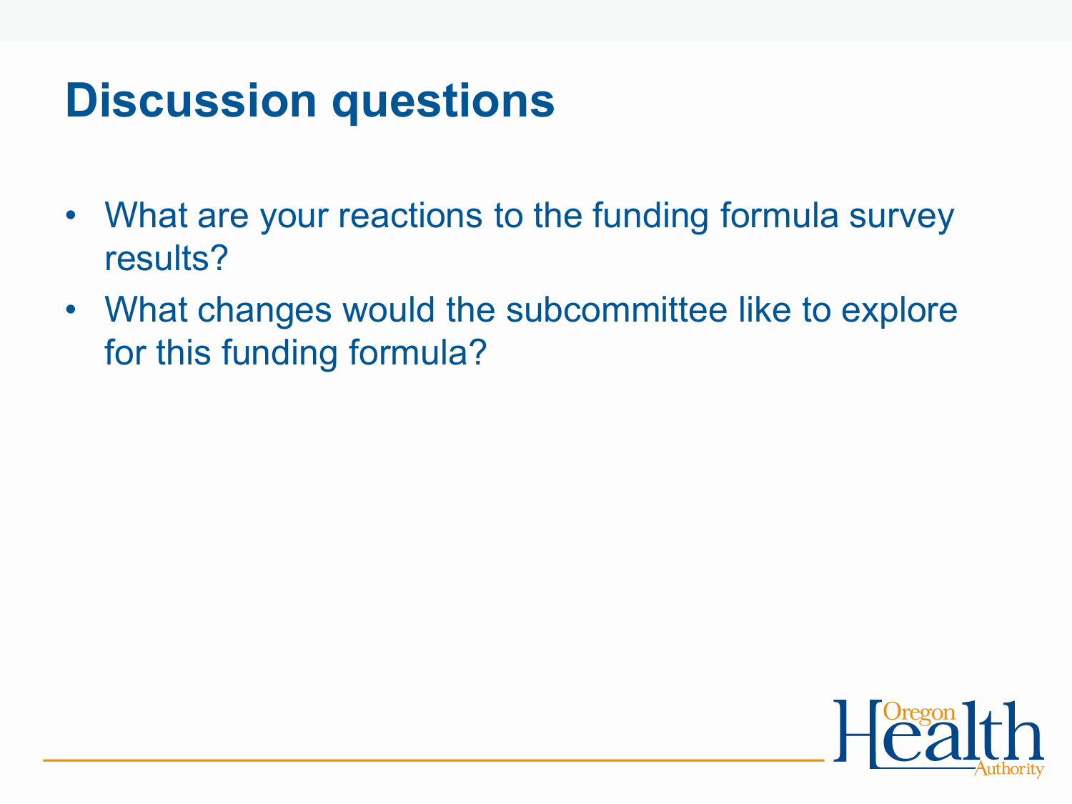# Discussion questions

- What are your reactions to the funding formula survey results?
- What changes would the subcommittee like to explore for this funding formula?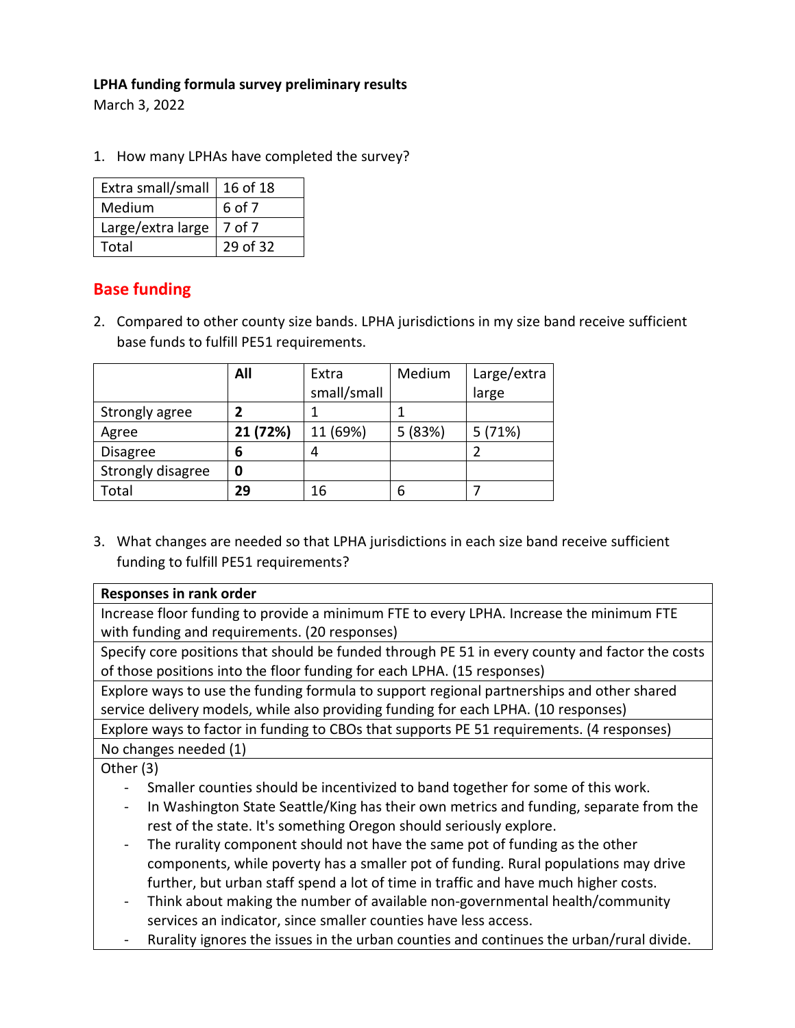**LPHA funding formula survey preliminary results**

March 3, 2022

1. How many LPHAs have completed the survey?

| | |
|---|---|
| Extra small/small | 16 of 18 |
| Medium | 6 of 7 |
| Large/extra large | 7 of 7 |
| Total | 29 of 32 |

## Base funding

2. Compared to other county size bands. LPHA jurisdictions in my size band receive sufficient base funds to fulfill PE51 requirements.

| | **All** | Extra small/small | Medium | Large/extra large |
|---|---|---|---|---|
| Strongly agree | **2** | 1 | 1 | |
| Agree | **21 (72%)** | 11 (69%) | 5 (83%) | 5 (71%) |
| Disagree | **6** | 4 | | 2 |
| Strongly disagree | **0** | | | |
| Total | **29** | 16 | 6 | 7 |

3. What changes are needed so that LPHA jurisdictions in each size band receive sufficient funding to fulfill PE51 requirements?

| **Responses in rank order** |
|---|
| Increase floor funding to provide a minimum FTE to every LPHA. Increase the minimum FTE with funding and requirements. (20 responses) |
| Specify core positions that should be funded through PE 51 in every county and factor the costs of those positions into the floor funding for each LPHA. (15 responses) |
| Explore ways to use the funding formula to support regional partnerships and other shared service delivery models, while also providing funding for each LPHA. (10 responses) |
| Explore ways to factor in funding to CBOs that supports PE 51 requirements. (4 responses) |
| No changes needed (1) |
| Other (3)<br>- Smaller counties should be incentivized to band together for some of this work.<br>- In Washington State Seattle/King has their own metrics and funding, separate from the rest of the state. It's something Oregon should seriously explore.<br>- The rurality component should not have the same pot of funding as the other components, while poverty has a smaller pot of funding. Rural populations may drive further, but urban staff spend a lot of time in traffic and have much higher costs.<br>- Think about making the number of available non-governmental health/community services an indicator, since smaller counties have less access.<br>- Rurality ignores the issues in the urban counties and continues the urban/rural divide. |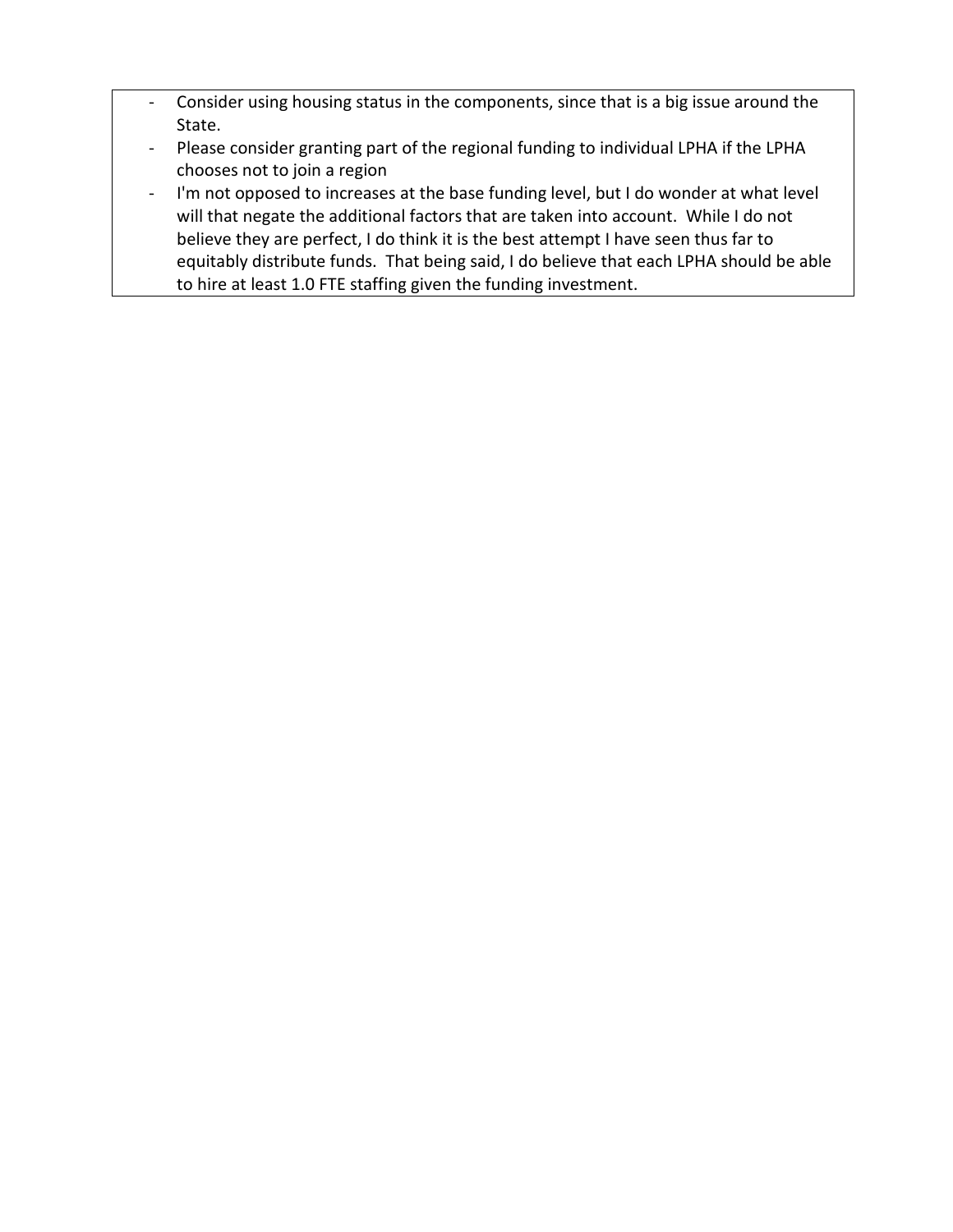- Consider using housing status in the components, since that is a big issue around the State.
- Please consider granting part of the regional funding to individual LPHA if the LPHA chooses not to join a region
- I'm not opposed to increases at the base funding level, but I do wonder at what level will that negate the additional factors that are taken into account. While I do not believe they are perfect, I do think it is the best attempt I have seen thus far to equitably distribute funds. That being said, I do believe that each LPHA should be able to hire at least 1.0 FTE staffing given the funding investment.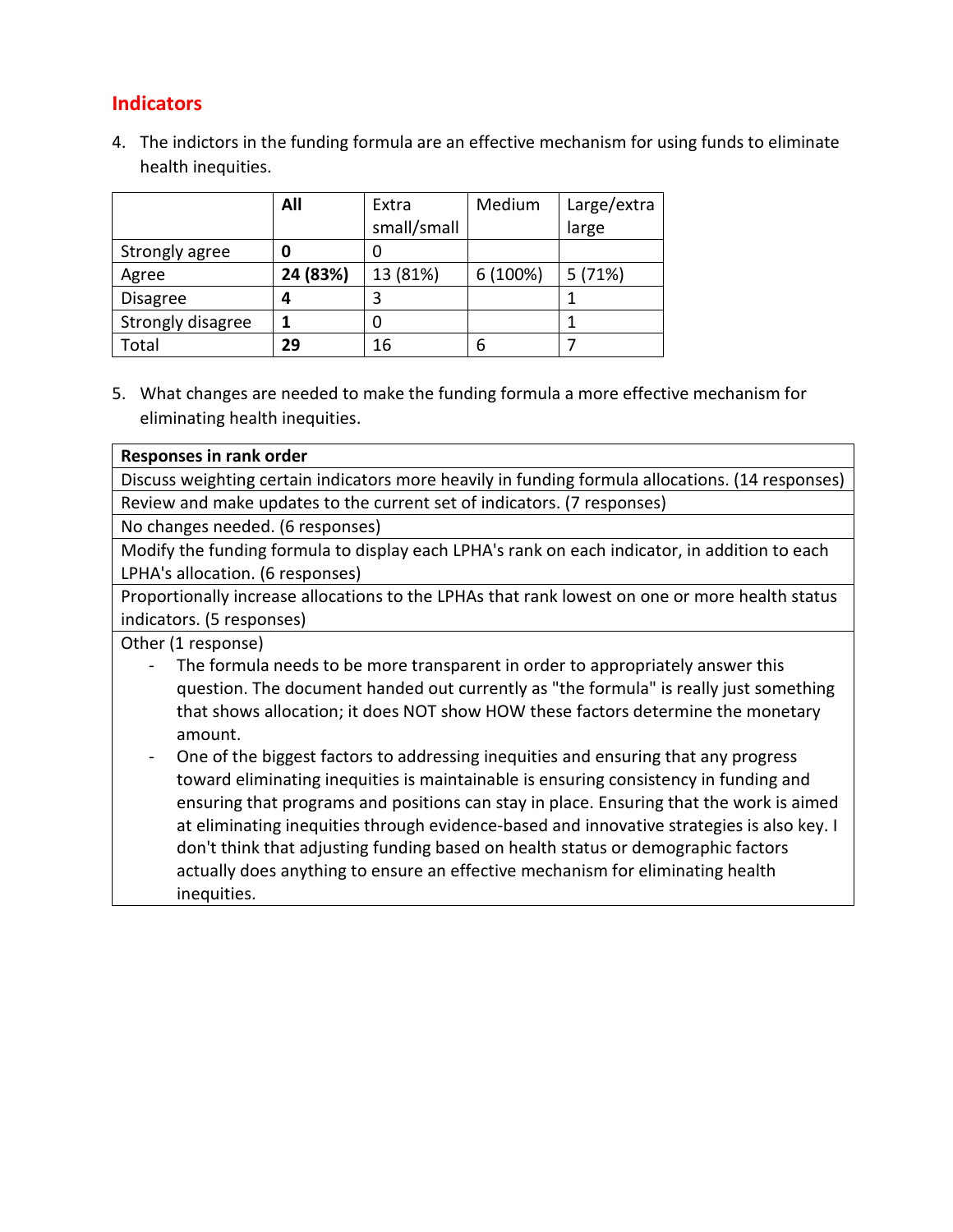## Indicators

4. The indictors in the funding formula are an effective mechanism for using funds to eliminate health inequities.

| | **All** | Extra small/small | Medium | Large/extra large |
|---|---|---|---|---|
| Strongly agree | **0** | 0 | | |
| Agree | **24 (83%)** | 13 (81%) | 6 (100%) | 5 (71%) |
| Disagree | **4** | 3 | | 1 |
| Strongly disagree | **1** | 0 | | 1 |
| Total | **29** | 16 | 6 | 7 |

5. What changes are needed to make the funding formula a more effective mechanism for eliminating health inequities.

| **Responses in rank order** |
|---|
| Discuss weighting certain indicators more heavily in funding formula allocations. (14 responses) |
| Review and make updates to the current set of indicators. (7 responses) |
| No changes needed. (6 responses) |
| Modify the funding formula to display each LPHA's rank on each indicator, in addition to each LPHA's allocation. (6 responses) |
| Proportionally increase allocations to the LPHAs that rank lowest on one or more health status indicators. (5 responses) |
| Other (1 response)<br>- The formula needs to be more transparent in order to appropriately answer this question. The document handed out currently as "the formula" is really just something that shows allocation; it does NOT show HOW these factors determine the monetary amount.<br>- One of the biggest factors to addressing inequities and ensuring that any progress toward eliminating inequities is maintainable is ensuring consistency in funding and ensuring that programs and positions can stay in place. Ensuring that the work is aimed at eliminating inequities through evidence-based and innovative strategies is also key. I don't think that adjusting funding based on health status or demographic factors actually does anything to ensure an effective mechanism for eliminating health inequities. |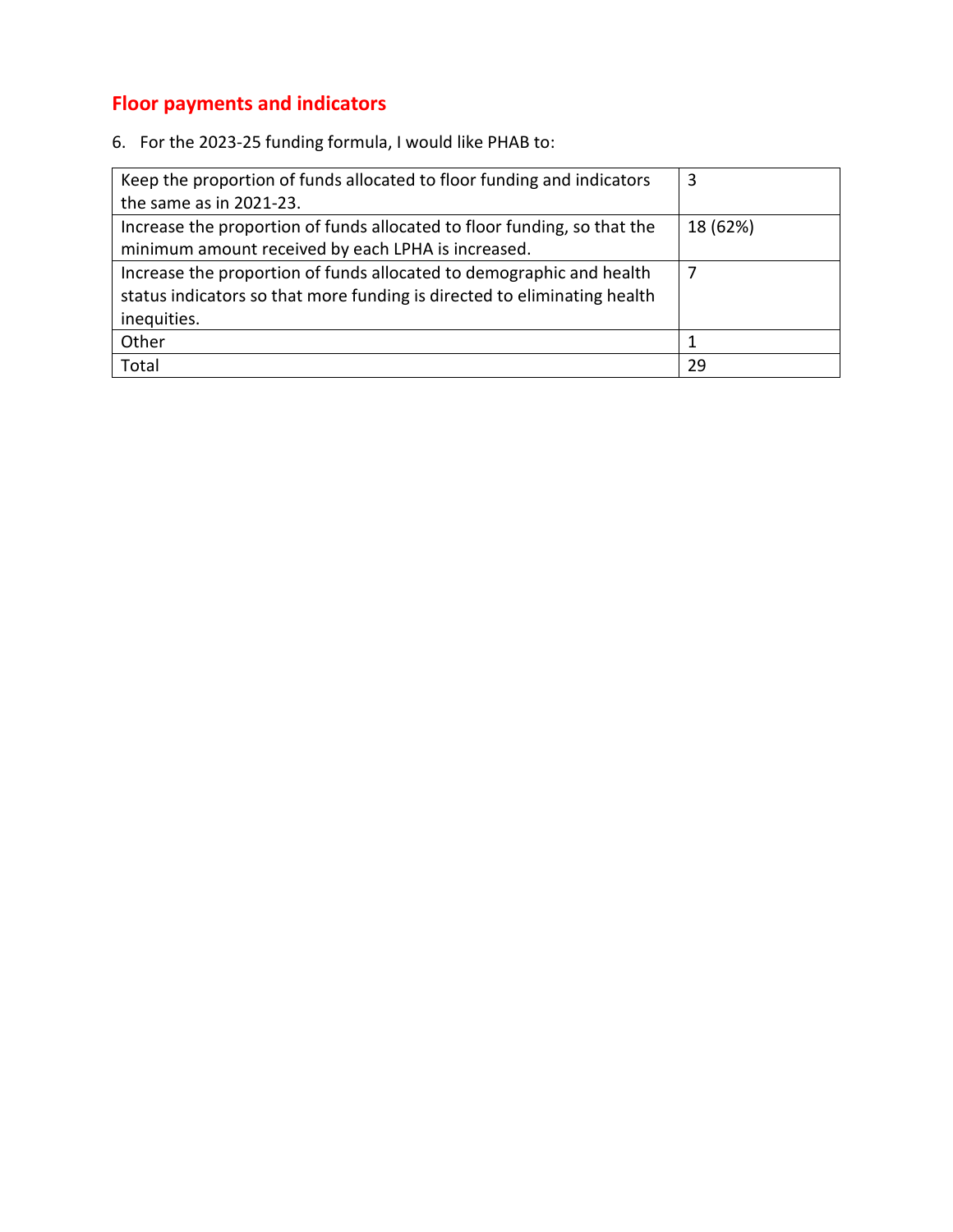## Floor payments and indicators

6. For the 2023-25 funding formula, I would like PHAB to:

| | |
|---|---|
| Keep the proportion of funds allocated to floor funding and indicators the same as in 2021-23. | 3 |
| Increase the proportion of funds allocated to floor funding, so that the minimum amount received by each LPHA is increased. | 18 (62%) |
| Increase the proportion of funds allocated to demographic and health status indicators so that more funding is directed to eliminating health inequities. | 7 |
| Other | 1 |
| Total | 29 |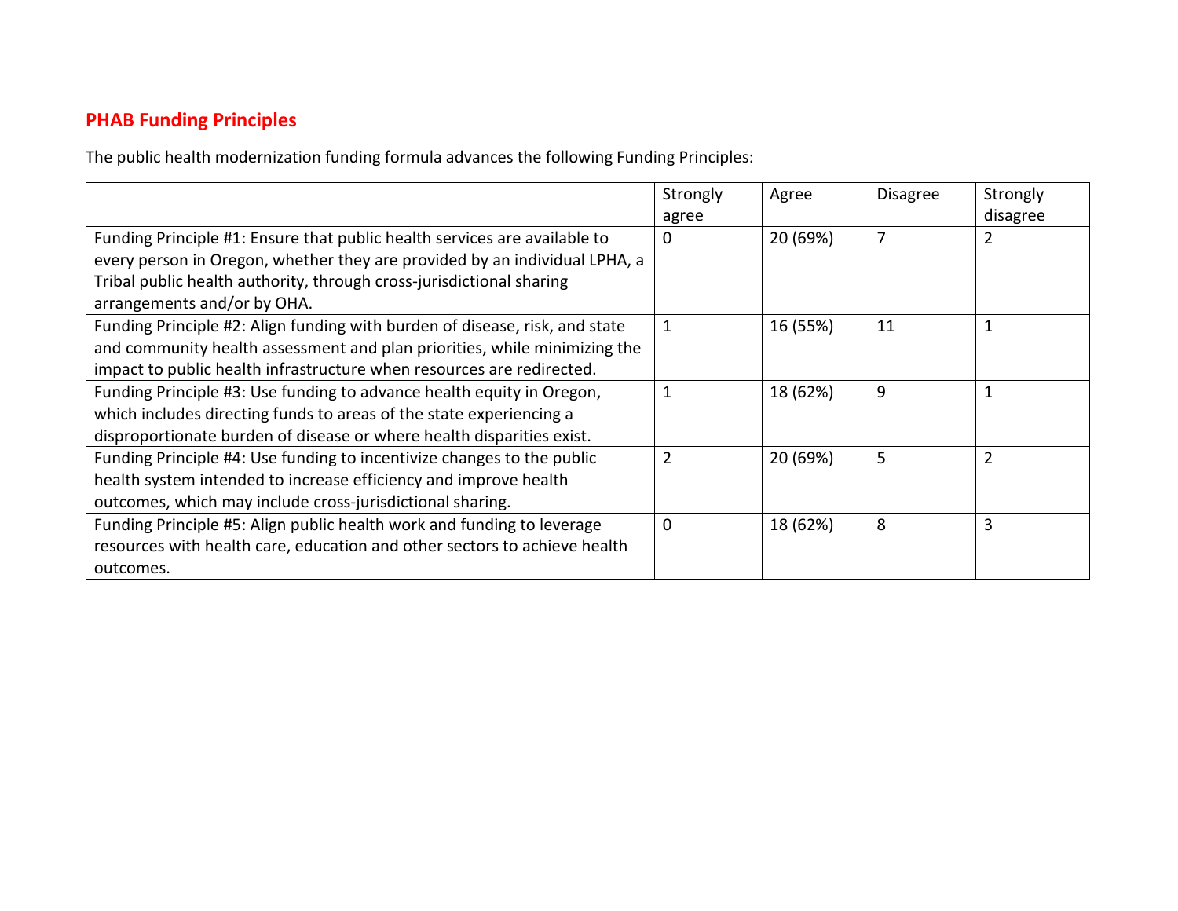## PHAB Funding Principles

The public health modernization funding formula advances the following Funding Principles:

| | Strongly agree | Agree | Disagree | Strongly disagree |
|---|---|---|---|---|
| Funding Principle #1: Ensure that public health services are available to every person in Oregon, whether they are provided by an individual LPHA, a Tribal public health authority, through cross-jurisdictional sharing arrangements and/or by OHA. | 0 | 20 (69%) | 7 | 2 |
| Funding Principle #2: Align funding with burden of disease, risk, and state and community health assessment and plan priorities, while minimizing the impact to public health infrastructure when resources are redirected. | 1 | 16 (55%) | 11 | 1 |
| Funding Principle #3: Use funding to advance health equity in Oregon, which includes directing funds to areas of the state experiencing a disproportionate burden of disease or where health disparities exist. | 1 | 18 (62%) | 9 | 1 |
| Funding Principle #4: Use funding to incentivize changes to the public health system intended to increase efficiency and improve health outcomes, which may include cross-jurisdictional sharing. | 2 | 20 (69%) | 5 | 2 |
| Funding Principle #5: Align public health work and funding to leverage resources with health care, education and other sectors to achieve health outcomes. | 0 | 18 (62%) | 8 | 3 |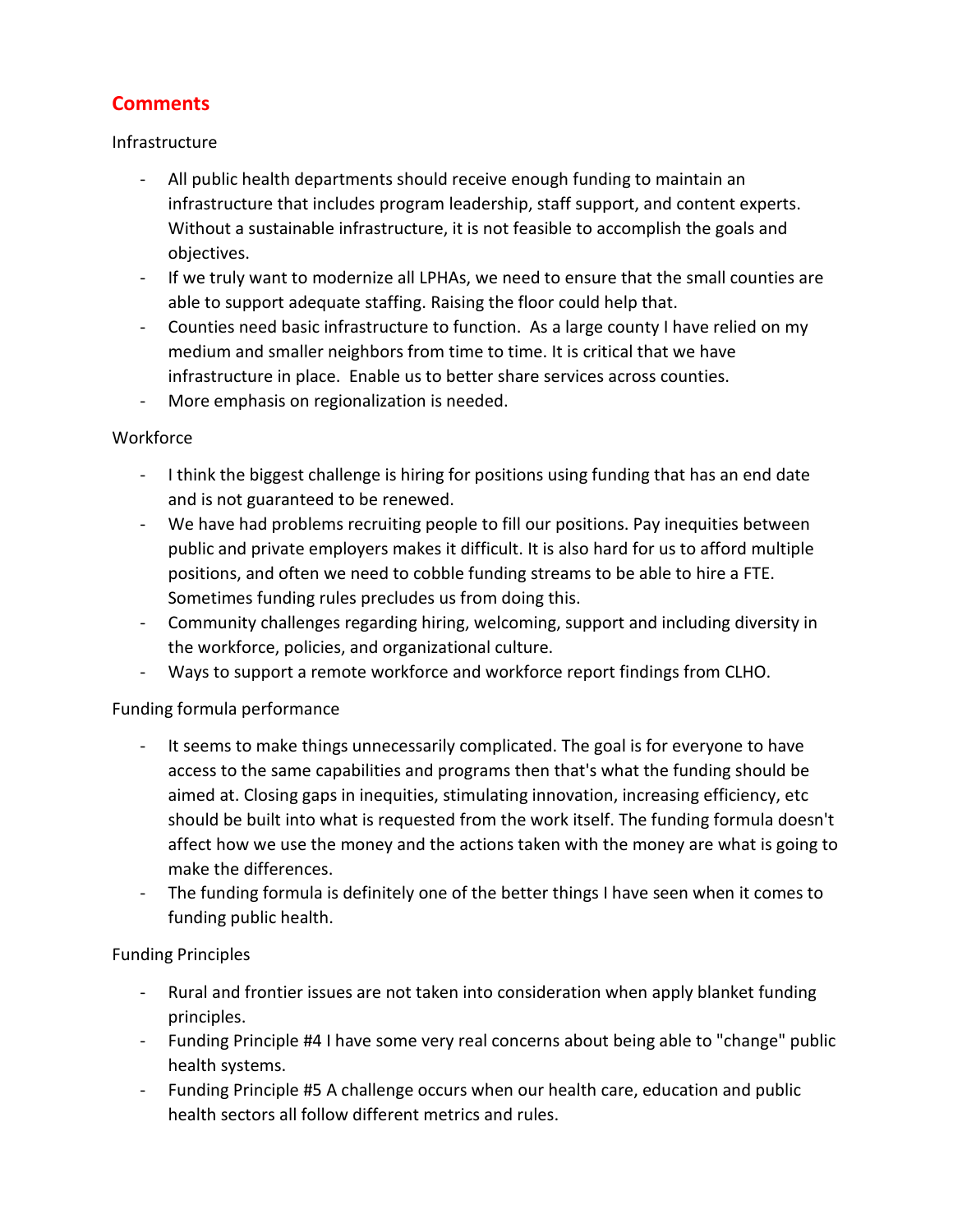## Comments

Infrastructure

- All public health departments should receive enough funding to maintain an infrastructure that includes program leadership, staff support, and content experts. Without a sustainable infrastructure, it is not feasible to accomplish the goals and objectives.
- If we truly want to modernize all LPHAs, we need to ensure that the small counties are able to support adequate staffing. Raising the floor could help that.
- Counties need basic infrastructure to function. As a large county I have relied on my medium and smaller neighbors from time to time. It is critical that we have infrastructure in place. Enable us to better share services across counties.
- More emphasis on regionalization is needed.

Workforce

- I think the biggest challenge is hiring for positions using funding that has an end date and is not guaranteed to be renewed.
- We have had problems recruiting people to fill our positions. Pay inequities between public and private employers makes it difficult. It is also hard for us to afford multiple positions, and often we need to cobble funding streams to be able to hire a FTE. Sometimes funding rules precludes us from doing this.
- Community challenges regarding hiring, welcoming, support and including diversity in the workforce, policies, and organizational culture.
- Ways to support a remote workforce and workforce report findings from CLHO.

Funding formula performance

- It seems to make things unnecessarily complicated. The goal is for everyone to have access to the same capabilities and programs then that's what the funding should be aimed at. Closing gaps in inequities, stimulating innovation, increasing efficiency, etc should be built into what is requested from the work itself. The funding formula doesn't affect how we use the money and the actions taken with the money are what is going to make the differences.
- The funding formula is definitely one of the better things I have seen when it comes to funding public health.

Funding Principles

- Rural and frontier issues are not taken into consideration when apply blanket funding principles.
- Funding Principle #4 I have some very real concerns about being able to "change" public health systems.
- Funding Principle #5 A challenge occurs when our health care, education and public health sectors all follow different metrics and rules.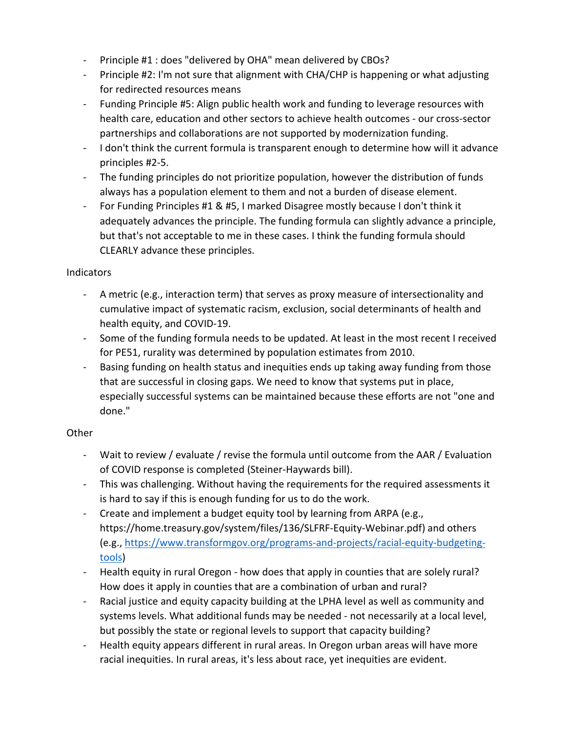- Principle #1 : does "delivered by OHA" mean delivered by CBOs?
- Principle #2: I'm not sure that alignment with CHA/CHP is happening or what adjusting for redirected resources means
- Funding Principle #5: Align public health work and funding to leverage resources with health care, education and other sectors to achieve health outcomes - our cross-sector partnerships and collaborations are not supported by modernization funding.
- I don't think the current formula is transparent enough to determine how will it advance principles #2-5.
- The funding principles do not prioritize population, however the distribution of funds always has a population element to them and not a burden of disease element.
- For Funding Principles #1 & #5, I marked Disagree mostly because I don't think it adequately advances the principle. The funding formula can slightly advance a principle, but that's not acceptable to me in these cases. I think the funding formula should CLEARLY advance these principles.

Indicators

- A metric (e.g., interaction term) that serves as proxy measure of intersectionality and cumulative impact of systematic racism, exclusion, social determinants of health and health equity, and COVID-19.
- Some of the funding formula needs to be updated. At least in the most recent I received for PE51, rurality was determined by population estimates from 2010.
- Basing funding on health status and inequities ends up taking away funding from those that are successful in closing gaps. We need to know that systems put in place, especially successful systems can be maintained because these efforts are not "one and done."

Other

- Wait to review / evaluate / revise the formula until outcome from the AAR / Evaluation of COVID response is completed (Steiner-Haywards bill).
- This was challenging. Without having the requirements for the required assessments it is hard to say if this is enough funding for us to do the work.
- Create and implement a budget equity tool by learning from ARPA (e.g., https://home.treasury.gov/system/files/136/SLFRF-Equity-Webinar.pdf) and others (e.g., [https://www.transformgov.org/programs-and-projects/racial-equity-budgeting-tools](https://www.transformgov.org/programs-and-projects/racial-equity-budgeting-tools))
- Health equity in rural Oregon - how does that apply in counties that are solely rural? How does it apply in counties that are a combination of urban and rural?
- Racial justice and equity capacity building at the LPHA level as well as community and systems levels. What additional funds may be needed - not necessarily at a local level, but possibly the state or regional levels to support that capacity building?
- Health equity appears different in rural areas. In Oregon urban areas will have more racial inequities. In rural areas, it's less about race, yet inequities are evident.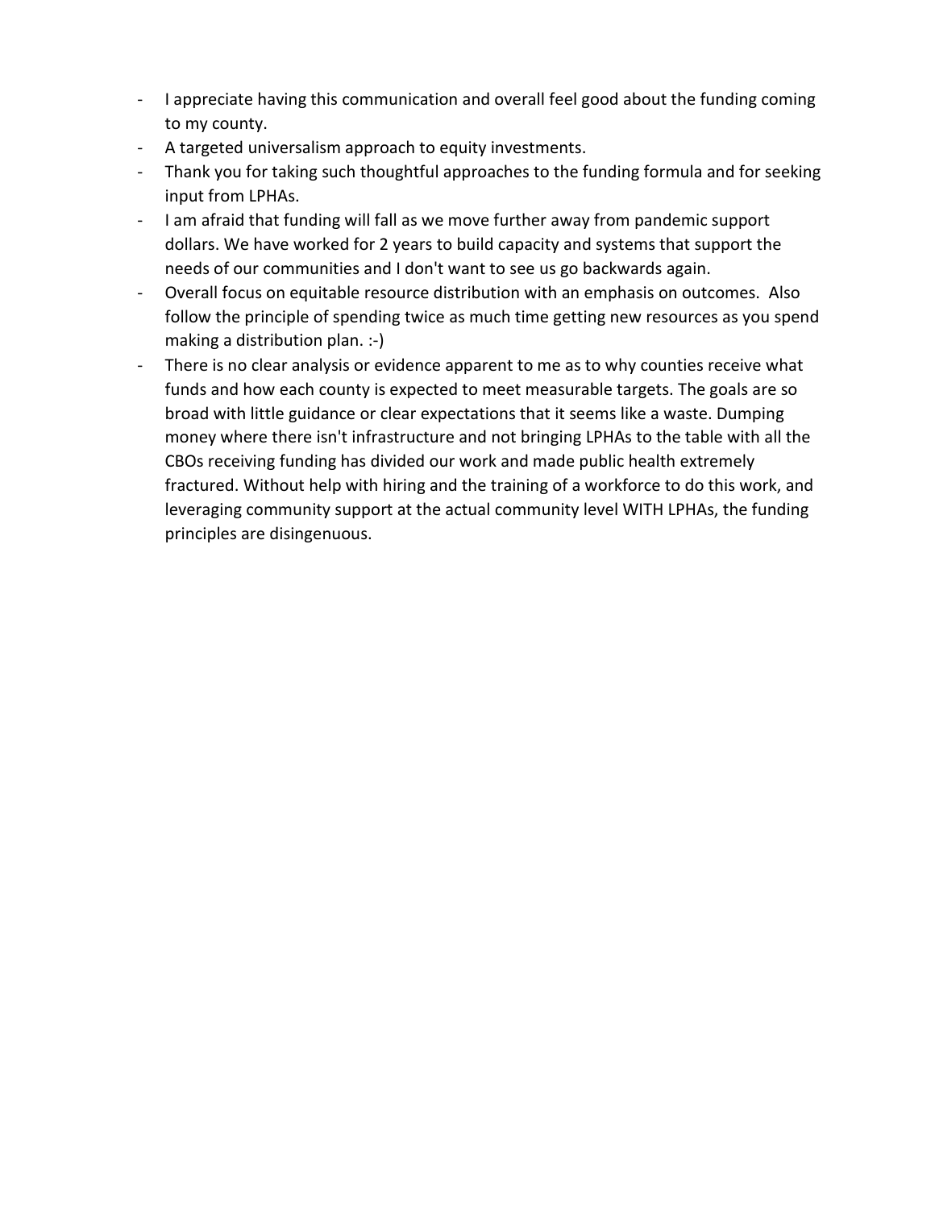- I appreciate having this communication and overall feel good about the funding coming to my county.
- A targeted universalism approach to equity investments.
- Thank you for taking such thoughtful approaches to the funding formula and for seeking input from LPHAs.
- I am afraid that funding will fall as we move further away from pandemic support dollars. We have worked for 2 years to build capacity and systems that support the needs of our communities and I don't want to see us go backwards again.
- Overall focus on equitable resource distribution with an emphasis on outcomes. Also follow the principle of spending twice as much time getting new resources as you spend making a distribution plan. :-)
- There is no clear analysis or evidence apparent to me as to why counties receive what funds and how each county is expected to meet measurable targets. The goals are so broad with little guidance or clear expectations that it seems like a waste. Dumping money where there isn't infrastructure and not bringing LPHAs to the table with all the CBOs receiving funding has divided our work and made public health extremely fractured. Without help with hiring and the training of a workforce to do this work, and leveraging community support at the actual community level WITH LPHAs, the funding principles are disingenuous.